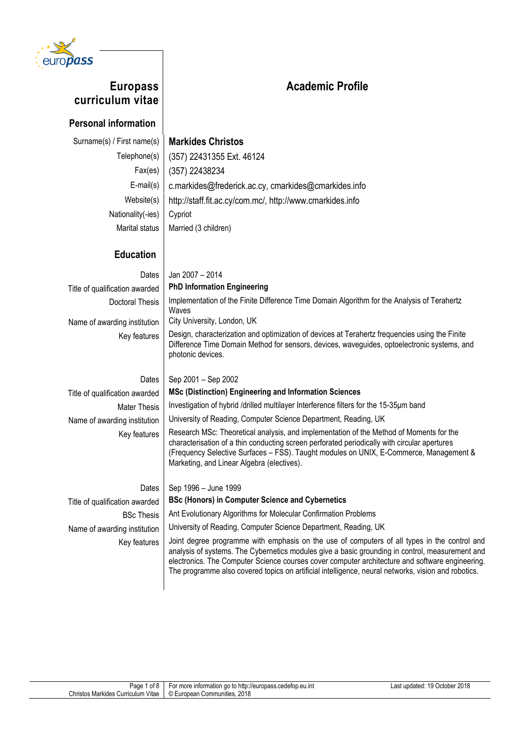# Europass curriculum vitae

# Academic Profile

## Personal information

| | |
|---|---|
| Surname(s) / First name(s) | **Markides Christos** |
| Telephone(s) | (357) 22431355 Ext. 46124 |
| Fax(es) | (357) 22438234 |
| E-mail(s) | c.markides@frederick.ac.cy, cmarkides@cmarkides.info |
| Website(s) | http://staff.fit.ac.cy/com.mc/, http://www.cmarkides.info |
| Nationality(-ies) | Cypriot |
| Marital status | Married (3 children) |

## Education

| | |
|---|---|
| Dates | Jan 2007 – 2014 |
| Title of qualification awarded | **PhD Information Engineering** |
| Doctoral Thesis | Implementation of the Finite Difference Time Domain Algorithm for the Analysis of Terahertz Waves |
| Name of awarding institution | City University, London, UK |
| Key features | Design, characterization and optimization of devices at Terahertz frequencies using the Finite Difference Time Domain Method for sensors, devices, waveguides, optoelectronic systems, and photonic devices. |

| | |
|---|---|
| Dates | Sep 2001 – Sep 2002 |
| Title of qualification awarded | **MSc (Distinction) Engineering and Information Sciences** |
| Mater Thesis | Investigation of hybrid /drilled multilayer Interference filters for the 15-35μm band |
| Name of awarding institution | University of Reading, Computer Science Department, Reading, UK |
| Key features | Research MSc: Theoretical analysis, and implementation of the Method of Moments for the characterisation of a thin conducting screen perforated periodically with circular apertures (Frequency Selective Surfaces – FSS). Taught modules on UNIX, E-Commerce, Management & Marketing, and Linear Algebra (electives). |

| | |
|---|---|
| Dates | Sep 1996 – June 1999 |
| Title of qualification awarded | **BSc (Honors) in Computer Science and Cybernetics** |
| BSc Thesis | Ant Evolutionary Algorithms for Molecular Confirmation Problems |
| Name of awarding institution | University of Reading, Computer Science Department, Reading, UK |
| Key features | Joint degree programme with emphasis on the use of computers of all types in the control and analysis of systems. The Cybernetics modules give a basic grounding in control, measurement and electronics. The Computer Science courses cover computer architecture and software engineering. The programme also covered topics on artificial intelligence, neural networks, vision and robotics. |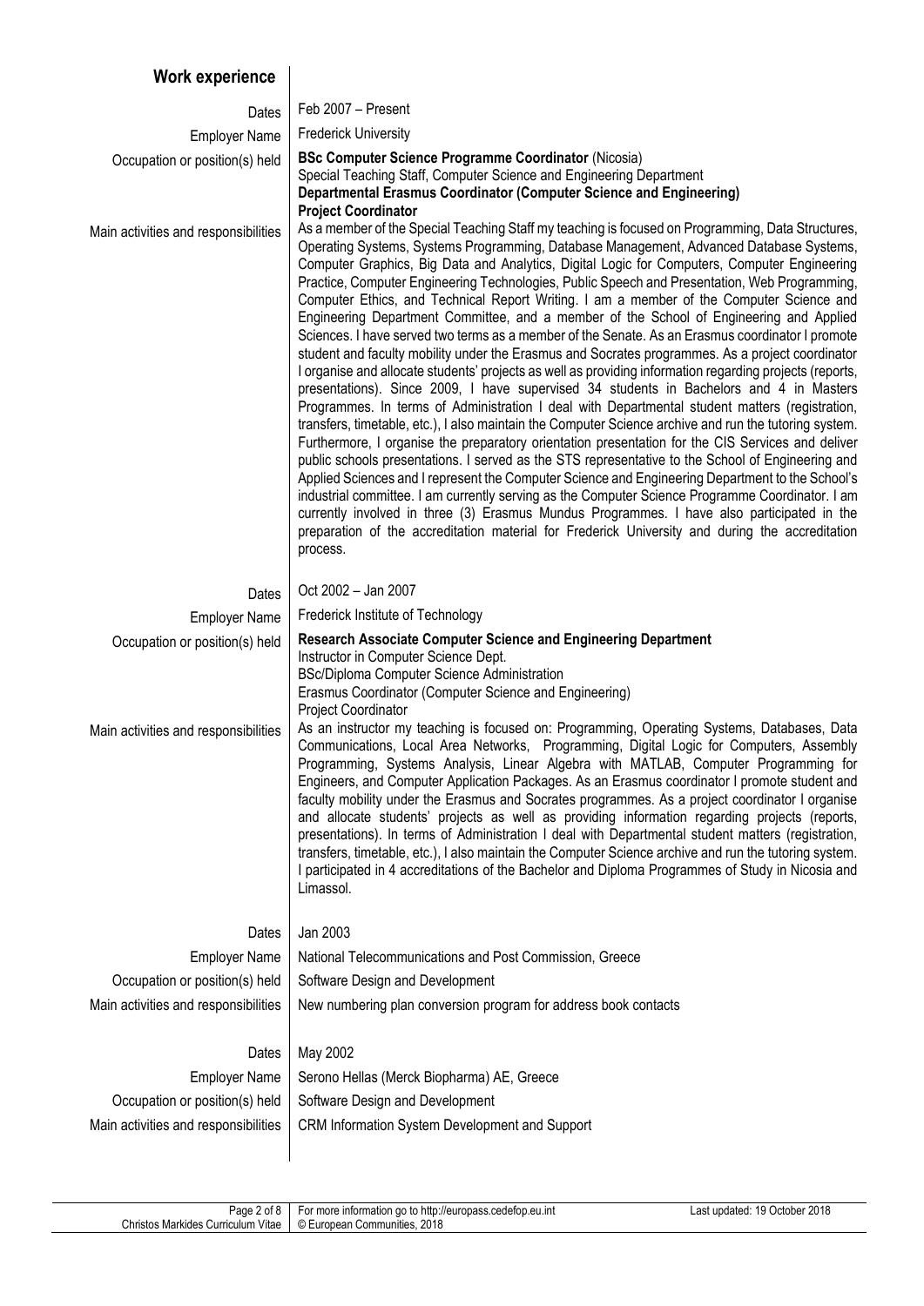## Work experience

| | |
|---|---|
| Dates | Feb 2007 – Present |
| Employer Name | Frederick University |
| Occupation or position(s) held | **BSc Computer Science Programme Coordinator** (Nicosia)<br>Special Teaching Staff, Computer Science and Engineering Department<br>**Departmental Erasmus Coordinator (Computer Science and Engineering)**<br>**Project Coordinator** |
| Main activities and responsibilities | As a member of the Special Teaching Staff my teaching is focused on Programming, Data Structures, Operating Systems, Systems Programming, Database Management, Advanced Database Systems, Computer Graphics, Big Data and Analytics, Digital Logic for Computers, Computer Engineering Practice, Computer Engineering Technologies, Public Speech and Presentation, Web Programming, Computer Ethics, and Technical Report Writing. I am a member of the Computer Science and Engineering Department Committee, and a member of the School of Engineering and Applied Sciences. I have served two terms as a member of the Senate. As an Erasmus coordinator I promote student and faculty mobility under the Erasmus and Socrates programmes. As a project coordinator I organise and allocate students' projects as well as providing information regarding projects (reports, presentations). Since 2009, I have supervised 34 students in Bachelors and 4 in Masters Programmes. In terms of Administration I deal with Departmental student matters (registration, transfers, timetable, etc.), I also maintain the Computer Science archive and run the tutoring system. Furthermore, I organise the preparatory orientation presentation for the CIS Services and deliver public schools presentations. I served as the STS representative to the School of Engineering and Applied Sciences and I represent the Computer Science and Engineering Department to the School's industrial committee. I am currently serving as the Computer Science Programme Coordinator. I am currently involved in three (3) Erasmus Mundus Programmes. I have also participated in the preparation of the accreditation material for Frederick University and during the accreditation process. |
| Dates | Oct 2002 – Jan 2007 |
| Employer Name | Frederick Institute of Technology |
| Occupation or position(s) held | **Research Associate Computer Science and Engineering Department**<br>Instructor in Computer Science Dept.<br>BSc/Diploma Computer Science Administration<br>Erasmus Coordinator (Computer Science and Engineering)<br>Project Coordinator |
| Main activities and responsibilities | As an instructor my teaching is focused on: Programming, Operating Systems, Databases, Data Communications, Local Area Networks, Programming, Digital Logic for Computers, Assembly Programming, Systems Analysis, Linear Algebra with MATLAB, Computer Programming for Engineers, and Computer Application Packages. As an Erasmus coordinator I promote student and faculty mobility under the Erasmus and Socrates programmes. As a project coordinator I organise and allocate students' projects as well as providing information regarding projects (reports, presentations). In terms of Administration I deal with Departmental student matters (registration, transfers, timetable, etc.), I also maintain the Computer Science archive and run the tutoring system. I participated in 4 accreditations of the Bachelor and Diploma Programmes of Study in Nicosia and Limassol. |
| Dates | Jan 2003 |
| Employer Name | National Telecommunications and Post Commission, Greece |
| Occupation or position(s) held | Software Design and Development |
| Main activities and responsibilities | New numbering plan conversion program for address book contacts |
| Dates | May 2002 |
| Employer Name | Serono Hellas (Merck Biopharma) AE, Greece |
| Occupation or position(s) held | Software Design and Development |
| Main activities and responsibilities | CRM Information System Development and Support |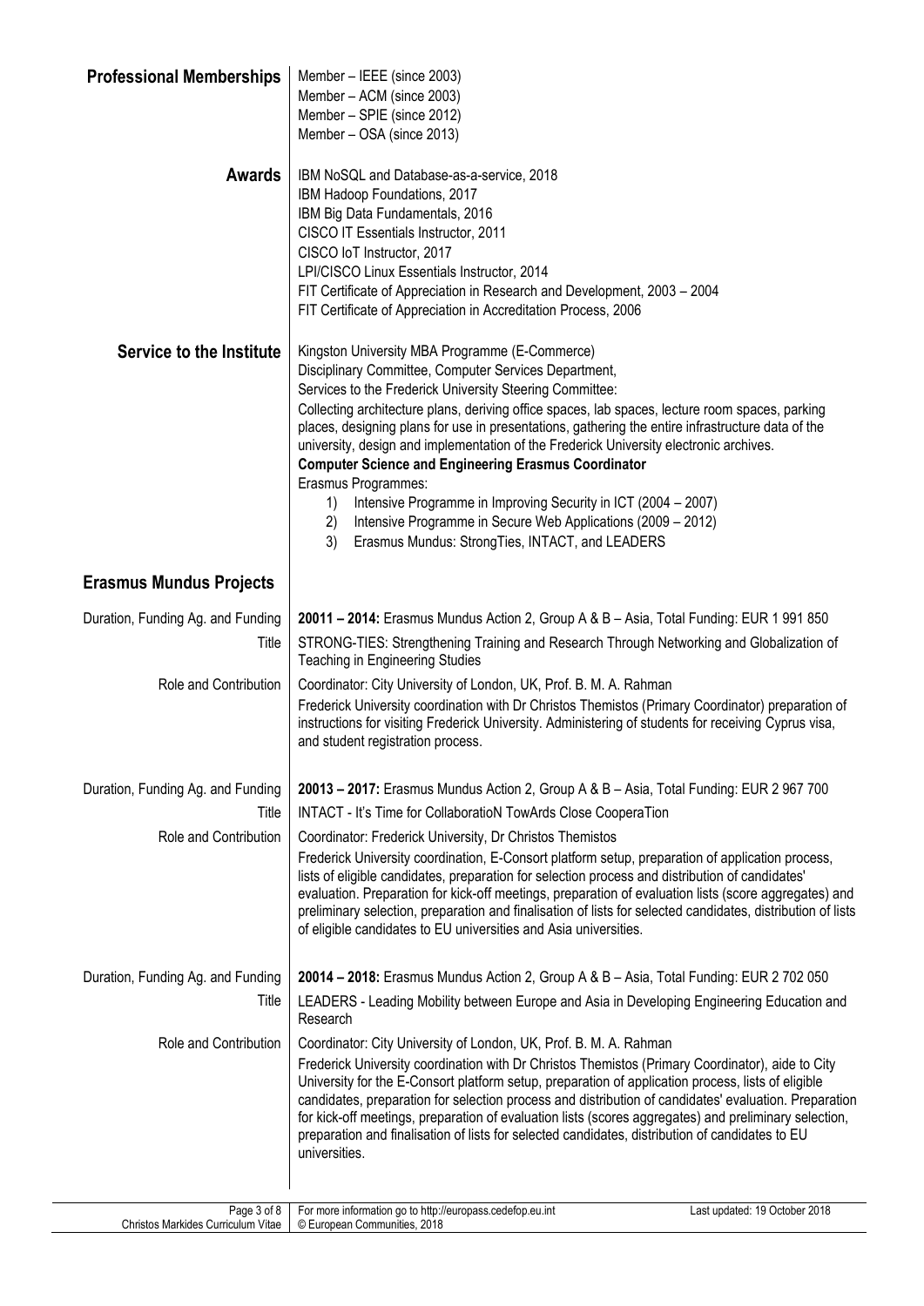## Professional Memberships

Member – IEEE (since 2003)
Member – ACM (since 2003)
Member – SPIE (since 2012)
Member – OSA (since 2013)

## Awards

IBM NoSQL and Database-as-a-service, 2018
IBM Hadoop Foundations, 2017
IBM Big Data Fundamentals, 2016
CISCO IT Essentials Instructor, 2011
CISCO IoT Instructor, 2017
LPI/CISCO Linux Essentials Instructor, 2014
FIT Certificate of Appreciation in Research and Development, 2003 – 2004
FIT Certificate of Appreciation in Accreditation Process, 2006

## Service to the Institute

Kingston University MBA Programme (E-Commerce)
Disciplinary Committee, Computer Services Department,
Services to the Frederick University Steering Committee:
Collecting architecture plans, deriving office spaces, lab spaces, lecture room spaces, parking places, designing plans for use in presentations, gathering the entire infrastructure data of the university, design and implementation of the Frederick University electronic archives.
**Computer Science and Engineering Erasmus Coordinator**
Erasmus Programmes:

1) Intensive Programme in Improving Security in ICT (2004 – 2007)
2) Intensive Programme in Secure Web Applications (2009 – 2012)
3) Erasmus Mundus: StrongTies, INTACT, and LEADERS

## Erasmus Mundus Projects

**Duration, Funding Ag. and Funding:** **20011 – 2014:** Erasmus Mundus Action 2, Group A & B – Asia, Total Funding: EUR 1 991 850

**Title:** STRONG-TIES: Strengthening Training and Research Through Networking and Globalization of Teaching in Engineering Studies

**Role and Contribution:** Coordinator: City University of London, UK, Prof. B. M. A. Rahman
Frederick University coordination with Dr Christos Themistos (Primary Coordinator) preparation of instructions for visiting Frederick University. Administering of students for receiving Cyprus visa, and student registration process.

**Duration, Funding Ag. and Funding:** **20013 – 2017:** Erasmus Mundus Action 2, Group A & B – Asia, Total Funding: EUR 2 967 700

**Title:** INTACT - It's Time for CollaboratioN TowArds Close CooperaTion

**Role and Contribution:** Coordinator: Frederick University, Dr Christos Themistos
Frederick University coordination, E-Consort platform setup, preparation of application process, lists of eligible candidates, preparation for selection process and distribution of candidates' evaluation. Preparation for kick-off meetings, preparation of evaluation lists (score aggregates) and preliminary selection, preparation and finalisation of lists for selected candidates, distribution of lists of eligible candidates to EU universities and Asia universities.

**Duration, Funding Ag. and Funding:** **20014 – 2018:** Erasmus Mundus Action 2, Group A & B – Asia, Total Funding: EUR 2 702 050

**Title:** LEADERS - Leading Mobility between Europe and Asia in Developing Engineering Education and Research

**Role and Contribution:** Coordinator: City University of London, UK, Prof. B. M. A. Rahman
Frederick University coordination with Dr Christos Themistos (Primary Coordinator), aide to City University for the E-Consort platform setup, preparation of application process, lists of eligible candidates, preparation for selection process and distribution of candidates' evaluation. Preparation for kick-off meetings, preparation of evaluation lists (scores aggregates) and preliminary selection, preparation and finalisation of lists for selected candidates, distribution of candidates to EU universities.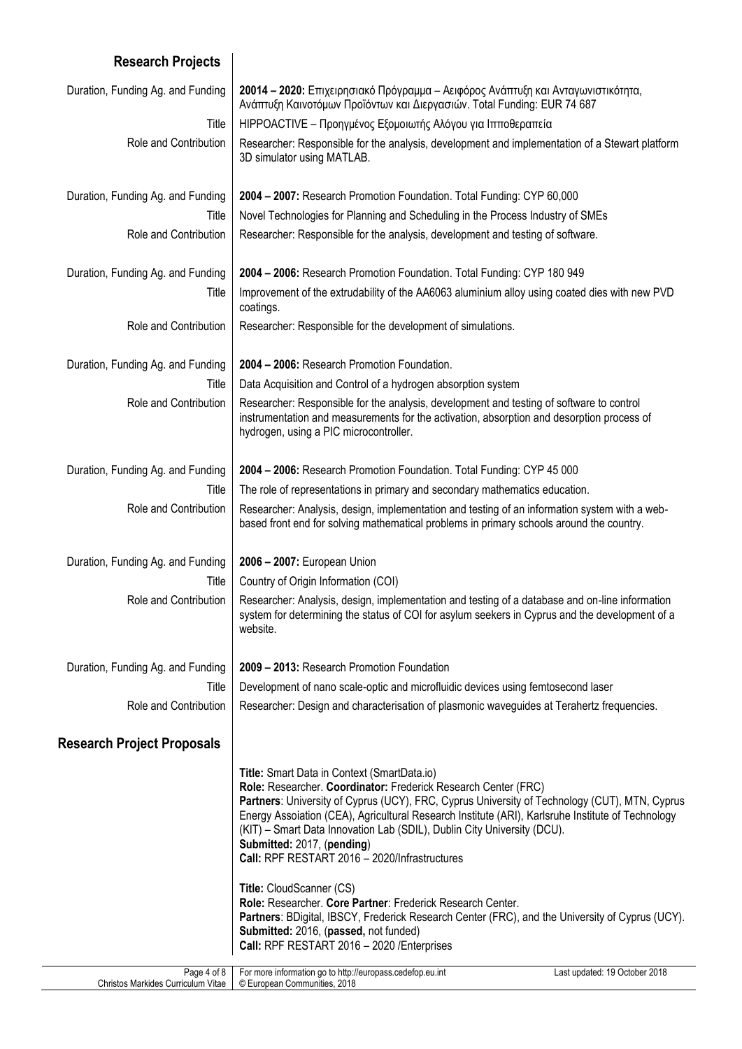## Research Projects

| | |
|---|---|
| Duration, Funding Ag. and Funding | **20014 – 2020:** Επιχειρησιακό Πρόγραμμα – Αειφόρος Ανάπτυξη και Ανταγωνιστικότητα, Ανάπτυξη Καινοτόμων Προϊόντων και Διεργασιών. Total Funding: EUR 74 687 |
| Title | HIPPOACTIVE – Προηγμένος Εξομοιωτής Αλόγου για Ιπποθεραπεία |
| Role and Contribution | Researcher: Responsible for the analysis, development and implementation of a Stewart platform 3D simulator using MATLAB. |
| Duration, Funding Ag. and Funding | **2004 – 2007:** Research Promotion Foundation. Total Funding: CYP 60,000 |
| Title | Novel Technologies for Planning and Scheduling in the Process Industry of SMEs |
| Role and Contribution | Researcher: Responsible for the analysis, development and testing of software. |
| Duration, Funding Ag. and Funding | **2004 – 2006:** Research Promotion Foundation. Total Funding: CYP 180 949 |
| Title | Improvement of the extrudability of the AA6063 aluminium alloy using coated dies with new PVD coatings. |
| Role and Contribution | Researcher: Responsible for the development of simulations. |
| Duration, Funding Ag. and Funding | **2004 – 2006:** Research Promotion Foundation. |
| Title | Data Acquisition and Control of a hydrogen absorption system |
| Role and Contribution | Researcher: Responsible for the analysis, development and testing of software to control instrumentation and measurements for the activation, absorption and desorption process of hydrogen, using a PIC microcontroller. |
| Duration, Funding Ag. and Funding | **2004 – 2006:** Research Promotion Foundation. Total Funding: CYP 45 000 |
| Title | The role of representations in primary and secondary mathematics education. |
| Role and Contribution | Researcher: Analysis, design, implementation and testing of an information system with a web-based front end for solving mathematical problems in primary schools around the country. |
| Duration, Funding Ag. and Funding | **2006 – 2007:** European Union |
| Title | Country of Origin Information (COI) |
| Role and Contribution | Researcher: Analysis, design, implementation and testing of a database and on-line information system for determining the status of COI for asylum seekers in Cyprus and the development of a website. |
| Duration, Funding Ag. and Funding | **2009 – 2013:** Research Promotion Foundation |
| Title | Development of nano scale-optic and microfluidic devices using femtosecond laser |
| Role and Contribution | Researcher: Design and characterisation of plasmonic waveguides at Terahertz frequencies. |

## Research Project Proposals

**Title:** Smart Data in Context (SmartData.io)
**Role:** Researcher. **Coordinator:** Frederick Research Center (FRC)
**Partners**: University of Cyprus (UCY), FRC, Cyprus University of Technology (CUT), MTN, Cyprus Energy Assoiation (CEA), Agricultural Research Institute (ARI), Karlsruhe Institute of Technology (KIT) – Smart Data Innovation Lab (SDIL), Dublin City University (DCU).
**Submitted:** 2017, (**pending**)
**Call:** RPF RESTART 2016 – 2020/Infrastructures

**Title:** CloudScanner (CS)
**Role:** Researcher. **Core Partner**: Frederick Research Center.
**Partners**: BDigital, IBSCY, Frederick Research Center (FRC), and the University of Cyprus (UCY).
**Submitted:** 2016, (**passed,** not funded)
**Call:** RPF RESTART 2016 – 2020 /Enterprises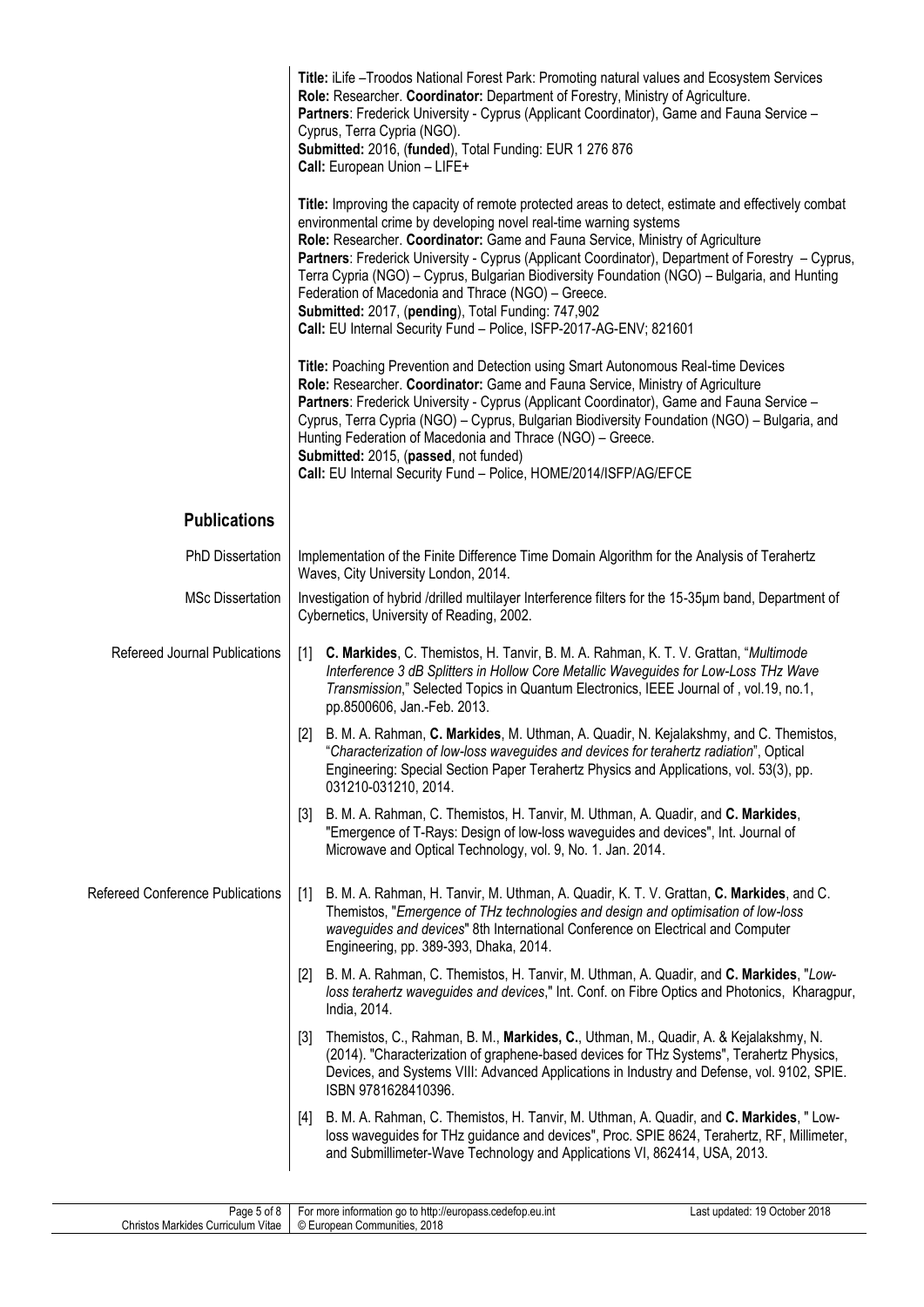**Title:** iLife –Troodos National Forest Park: Promoting natural values and Ecosystem Services
**Role:** Researcher. **Coordinator:** Department of Forestry, Ministry of Agriculture.
**Partners**: Frederick University - Cyprus (Applicant Coordinator), Game and Fauna Service – Cyprus, Terra Cypria (NGO).
**Submitted:** 2016, (**funded**), Total Funding: EUR 1 276 876
**Call:** European Union – LIFE+

**Title:** Improving the capacity of remote protected areas to detect, estimate and effectively combat environmental crime by developing novel real-time warning systems
**Role:** Researcher. **Coordinator:** Game and Fauna Service, Ministry of Agriculture
**Partners**: Frederick University - Cyprus (Applicant Coordinator), Department of Forestry – Cyprus, Terra Cypria (NGO) – Cyprus, Bulgarian Biodiversity Foundation (NGO) – Bulgaria, and Hunting Federation of Macedonia and Thrace (NGO) – Greece.
**Submitted:** 2017, (**pending**), Total Funding: 747,902
**Call:** EU Internal Security Fund – Police, ISFP-2017-AG-ENV; 821601

**Title:** Poaching Prevention and Detection using Smart Autonomous Real-time Devices
**Role:** Researcher. **Coordinator:** Game and Fauna Service, Ministry of Agriculture
**Partners**: Frederick University - Cyprus (Applicant Coordinator), Game and Fauna Service – Cyprus, Terra Cypria (NGO) – Cyprus, Bulgarian Biodiversity Foundation (NGO) – Bulgaria, and Hunting Federation of Macedonia and Thrace (NGO) – Greece.
**Submitted:** 2015, (**passed**, not funded)
**Call:** EU Internal Security Fund – Police, HOME/2014/ISFP/AG/EFCE

## Publications

**PhD Dissertation**

Implementation of the Finite Difference Time Domain Algorithm for the Analysis of Terahertz Waves, City University London, 2014.

**MSc Dissertation**

Investigation of hybrid /drilled multilayer Interference filters for the 15-35μm band, Department of Cybernetics, University of Reading, 2002.

**Refereed Journal Publications**

[1] **C. Markides**, C. Themistos, H. Tanvir, B. M. A. Rahman, K. T. V. Grattan, "*Multimode Interference 3 dB Splitters in Hollow Core Metallic Waveguides for Low-Loss THz Wave Transmission*," Selected Topics in Quantum Electronics, IEEE Journal of , vol.19, no.1, pp.8500606, Jan.-Feb. 2013.

[2] B. M. A. Rahman, **C. Markides**, M. Uthman, A. Quadir, N. Kejalakshmy, and C. Themistos, "*Characterization of low-loss waveguides and devices for terahertz radiation*", Optical Engineering: Special Section Paper Terahertz Physics and Applications, vol. 53(3), pp. 031210-031210, 2014.

[3] B. M. A. Rahman, C. Themistos, H. Tanvir, M. Uthman, A. Quadir, and **C. Markides**, "Emergence of T-Rays: Design of low-loss waveguides and devices", Int. Journal of Microwave and Optical Technology, vol. 9, No. 1. Jan. 2014.

**Refereed Conference Publications**

[1] B. M. A. Rahman, H. Tanvir, M. Uthman, A. Quadir, K. T. V. Grattan, **C. Markides**, and C. Themistos, "*Emergence of THz technologies and design and optimisation of low-loss waveguides and devices*" 8th International Conference on Electrical and Computer Engineering, pp. 389-393, Dhaka, 2014.

[2] B. M. A. Rahman, C. Themistos, H. Tanvir, M. Uthman, A. Quadir, and **C. Markides**, "*Low-loss terahertz waveguides and devices*," Int. Conf. on Fibre Optics and Photonics, Kharagpur, India, 2014.

[3] Themistos, C., Rahman, B. M., **Markides, C.**, Uthman, M., Quadir, A. & Kejalakshmy, N. (2014). "Characterization of graphene-based devices for THz Systems", Terahertz Physics, Devices, and Systems VIII: Advanced Applications in Industry and Defense, vol. 9102, SPIE. ISBN 9781628410396.

[4] B. M. A. Rahman, C. Themistos, H. Tanvir, M. Uthman, A. Quadir, and **C. Markides**, " Low-loss waveguides for THz guidance and devices", Proc. SPIE 8624, Terahertz, RF, Millimeter, and Submillimeter-Wave Technology and Applications VI, 862414, USA, 2013.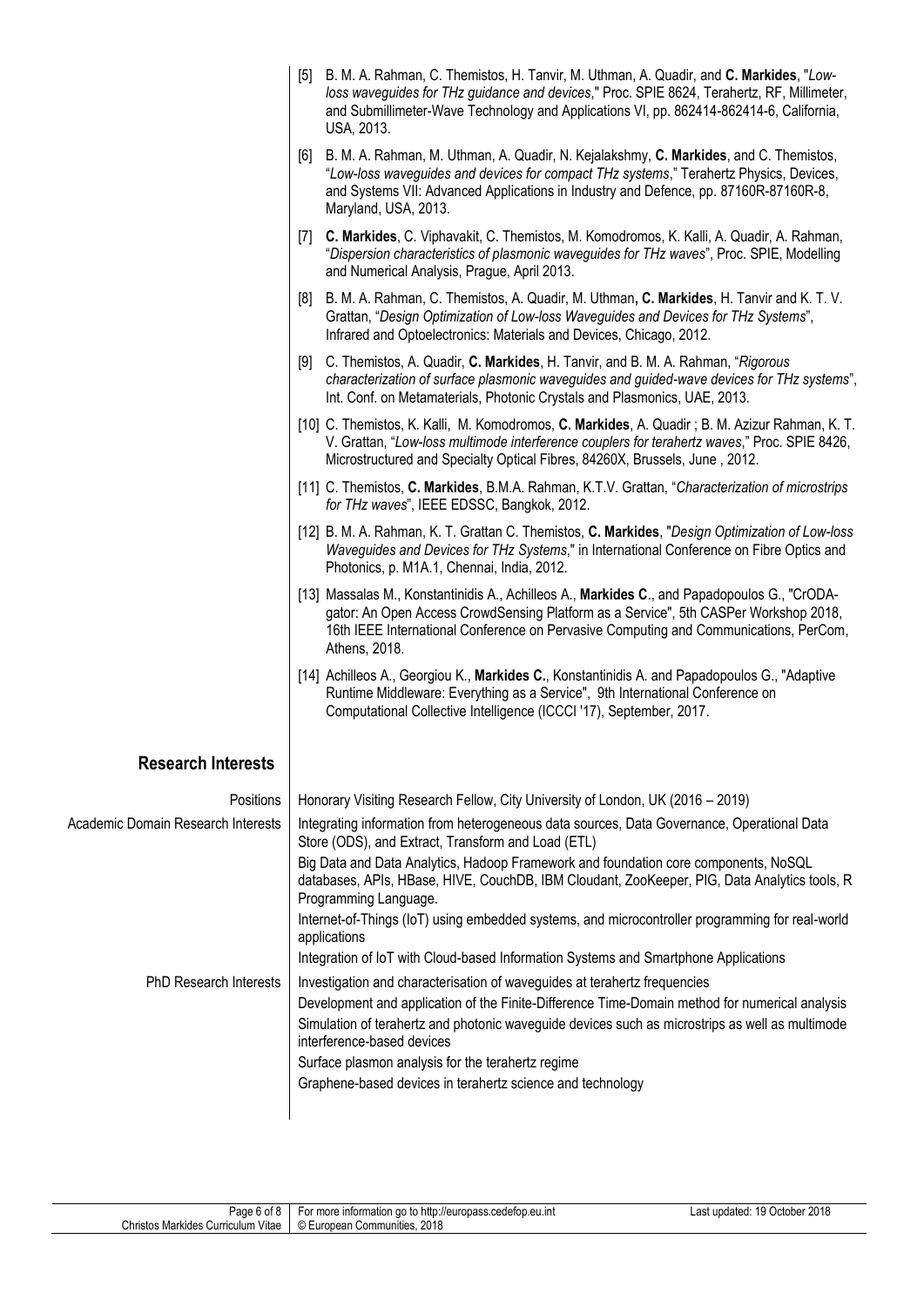[5] B. M. A. Rahman, C. Themistos, H. Tanvir, M. Uthman, A. Quadir, and **C. Markides**, "*Low-loss waveguides for THz guidance and devices*," Proc. SPIE 8624, Terahertz, RF, Millimeter, and Submillimeter-Wave Technology and Applications VI, pp. 862414-862414-6, California, USA, 2013.

[6] B. M. A. Rahman, M. Uthman, A. Quadir, N. Kejalakshmy, **C. Markides**, and C. Themistos, "*Low-loss waveguides and devices for compact THz systems*," Terahertz Physics, Devices, and Systems VII: Advanced Applications in Industry and Defence, pp. 87160R-87160R-8, Maryland, USA, 2013.

[7] **C. Markides**, C. Viphavakit, C. Themistos, M. Komodromos, K. Kalli, A. Quadir, A. Rahman, "*Dispersion characteristics of plasmonic waveguides for THz waves*", Proc. SPIE, Modelling and Numerical Analysis, Prague, April 2013.

[8] B. M. A. Rahman, C. Themistos, A. Quadir, M. Uthman**, C. Markides**, H. Tanvir and K. T. V. Grattan, "*Design Optimization of Low-loss Waveguides and Devices for THz Systems*", Infrared and Optoelectronics: Materials and Devices, Chicago, 2012.

[9] C. Themistos, A. Quadir, **C. Markides**, H. Tanvir, and B. M. A. Rahman, "*Rigorous characterization of surface plasmonic waveguides and guided-wave devices for THz systems*", Int. Conf. on Metamaterials, Photonic Crystals and Plasmonics, UAE, 2013.

[10] C. Themistos, K. Kalli, M. Komodromos, **C. Markides**, A. Quadir ; B. M. Azizur Rahman, K. T. V. Grattan, "*Low-loss multimode interference couplers for terahertz waves*," Proc. SPIE 8426, Microstructured and Specialty Optical Fibres, 84260X, Brussels, June , 2012.

[11] C. Themistos, **C. Markides**, B.M.A. Rahman, K.T.V. Grattan, "*Characterization of microstrips for THz waves*", IEEE EDSSC, Bangkok, 2012.

[12] B. M. A. Rahman, K. T. Grattan C. Themistos, **C. Markides**, "*Design Optimization of Low-loss Waveguides and Devices for THz Systems*," in International Conference on Fibre Optics and Photonics, p. M1A.1, Chennai, India, 2012.

[13] Massalas M., Konstantinidis A., Achilleos A., **Markides C**., and Papadopoulos G., "CrODA-gator: An Open Access CrowdSensing Platform as a Service", 5th CASPer Workshop 2018, 16th IEEE International Conference on Pervasive Computing and Communications, PerCom, Athens, 2018.

[14] Achilleos A., Georgiou K., **Markides C.**, Konstantinidis A. and Papadopoulos G., "Adaptive Runtime Middleware: Everything as a Service", 9th International Conference on Computational Collective Intelligence (ICCCI '17), September, 2017.

## Research Interests

**Positions**

Honorary Visiting Research Fellow, City University of London, UK (2016 – 2019)

**Academic Domain Research Interests**

Integrating information from heterogeneous data sources, Data Governance, Operational Data Store (ODS), and Extract, Transform and Load (ETL)

Big Data and Data Analytics, Hadoop Framework and foundation core components, NoSQL databases, APIs, HBase, HIVE, CouchDB, IBM Cloudant, ZooKeeper, PIG, Data Analytics tools, R Programming Language.

Internet-of-Things (IoT) using embedded systems, and microcontroller programming for real-world applications

Integration of IoT with Cloud-based Information Systems and Smartphone Applications

**PhD Research Interests**

Investigation and characterisation of waveguides at terahertz frequencies

Development and application of the Finite-Difference Time-Domain method for numerical analysis

Simulation of terahertz and photonic waveguide devices such as microstrips as well as multimode interference-based devices

Surface plasmon analysis for the terahertz regime

Graphene-based devices in terahertz science and technology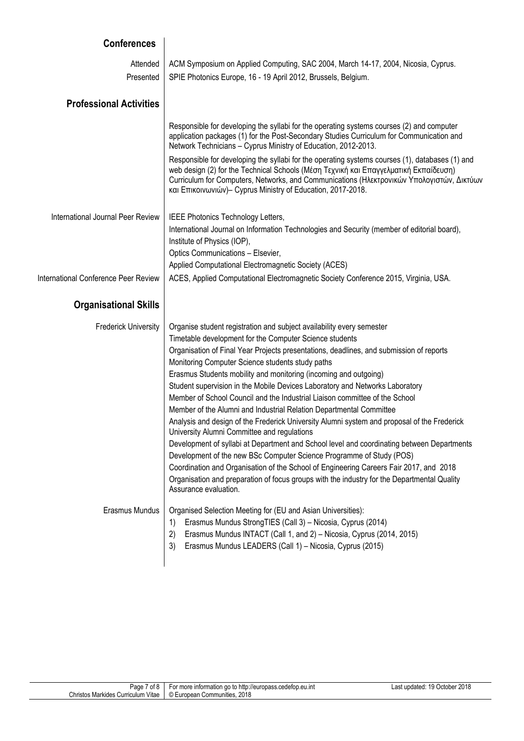## Conferences

**Attended** — ACM Symposium on Applied Computing, SAC 2004, March 14-17, 2004, Nicosia, Cyprus.

**Presented** — SPIE Photonics Europe, 16 - 19 April 2012, Brussels, Belgium.

## Professional Activities

Responsible for developing the syllabi for the operating systems courses (2) and computer application packages (1) for the Post-Secondary Studies Curriculum for Communication and Network Technicians – Cyprus Ministry of Education, 2012-2013.

Responsible for developing the syllabi for the operating systems courses (1), databases (1) and web design (2) for the Technical Schools (Μέση Τεχνική και Επαγγελματική Εκπαίδευση) Curriculum for Computers, Networks, and Communications (Ηλεκτρονικών Υπολογιστών, Δικτύων και Επικοινωνιών)– Cyprus Ministry of Education, 2017-2018.

**International Journal Peer Review**

IEEE Photonics Technology Letters,
International Journal on Information Technologies and Security (member of editorial board),
Institute of Physics (IOP),
Optics Communications – Elsevier,
Applied Computational Electromagnetic Society (ACES)

**International Conference Peer Review**

ACES, Applied Computational Electromagnetic Society Conference 2015, Virginia, USA.

## Organisational Skills

**Frederick University**

Organise student registration and subject availability every semester
Timetable development for the Computer Science students
Organisation of Final Year Projects presentations, deadlines, and submission of reports
Monitoring Computer Science students study paths
Erasmus Students mobility and monitoring (incoming and outgoing)
Student supervision in the Mobile Devices Laboratory and Networks Laboratory
Member of School Council and the Industrial Liaison committee of the School
Member of the Alumni and Industrial Relation Departmental Committee
Analysis and design of the Frederick University Alumni system and proposal of the Frederick University Alumni Committee and regulations
Development of syllabi at Department and School level and coordinating between Departments
Development of the new BSc Computer Science Programme of Study (POS)
Coordination and Organisation of the School of Engineering Careers Fair 2017, and 2018
Organisation and preparation of focus groups with the industry for the Departmental Quality Assurance evaluation.

**Erasmus Mundus**

Organised Selection Meeting for (EU and Asian Universities):

1) Erasmus Mundus StrongTIES (Call 3) – Nicosia, Cyprus (2014)
2) Erasmus Mundus INTACT (Call 1, and 2) – Nicosia, Cyprus (2014, 2015)
3) Erasmus Mundus LEADERS (Call 1) – Nicosia, Cyprus (2015)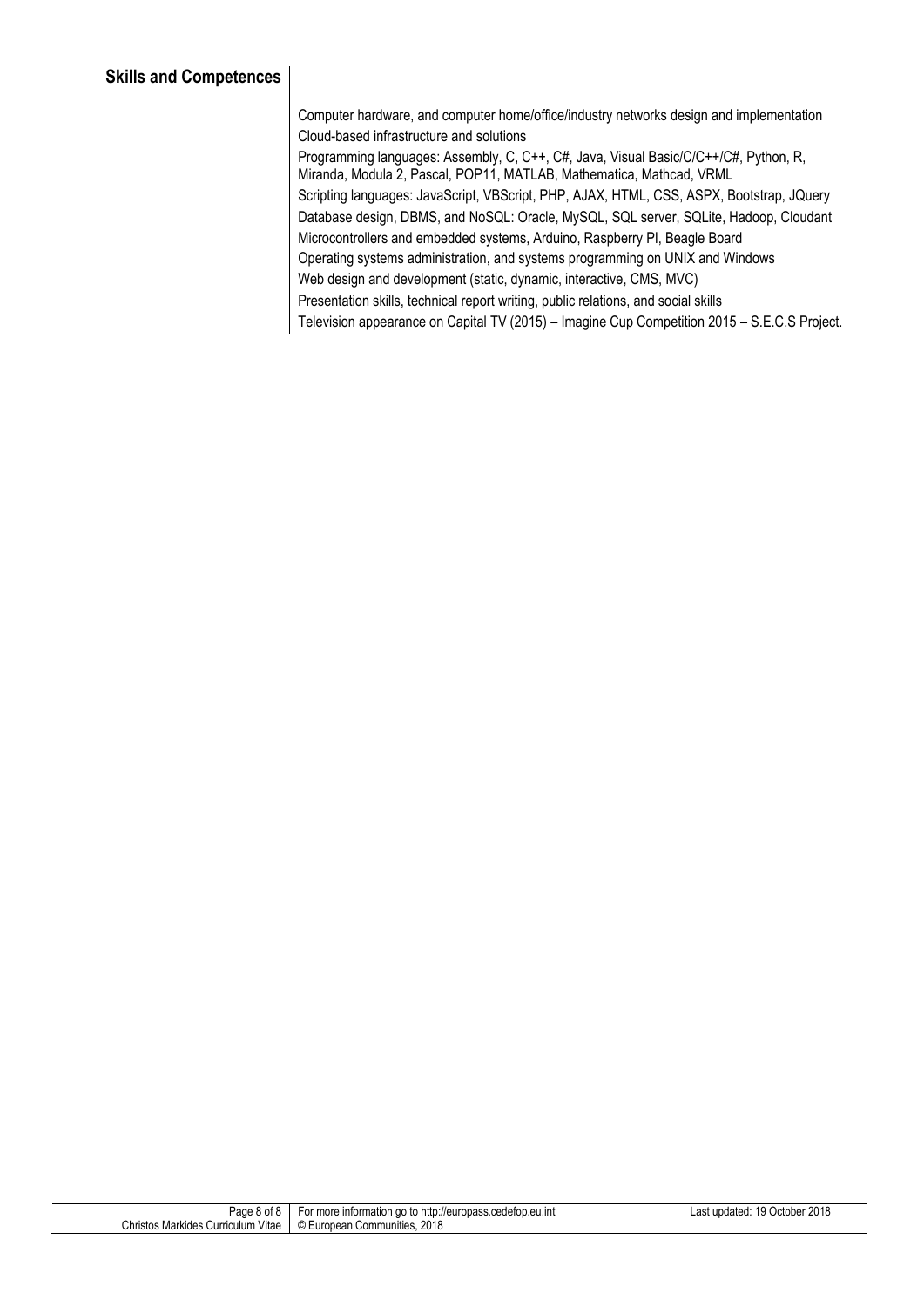## Skills and Competences

Computer hardware, and computer home/office/industry networks design and implementation

Cloud-based infrastructure and solutions

Programming languages: Assembly, C, C++, C#, Java, Visual Basic/C/C++/C#, Python, R, Miranda, Modula 2, Pascal, POP11, MATLAB, Mathematica, Mathcad, VRML

Scripting languages: JavaScript, VBScript, PHP, AJAX, HTML, CSS, ASPX, Bootstrap, JQuery

Database design, DBMS, and NoSQL: Oracle, MySQL, SQL server, SQLite, Hadoop, Cloudant

Microcontrollers and embedded systems, Arduino, Raspberry PI, Beagle Board

Operating systems administration, and systems programming on UNIX and Windows

Web design and development (static, dynamic, interactive, CMS, MVC)

Presentation skills, technical report writing, public relations, and social skills

Television appearance on Capital TV (2015) – Imagine Cup Competition 2015 – S.E.C.S Project.